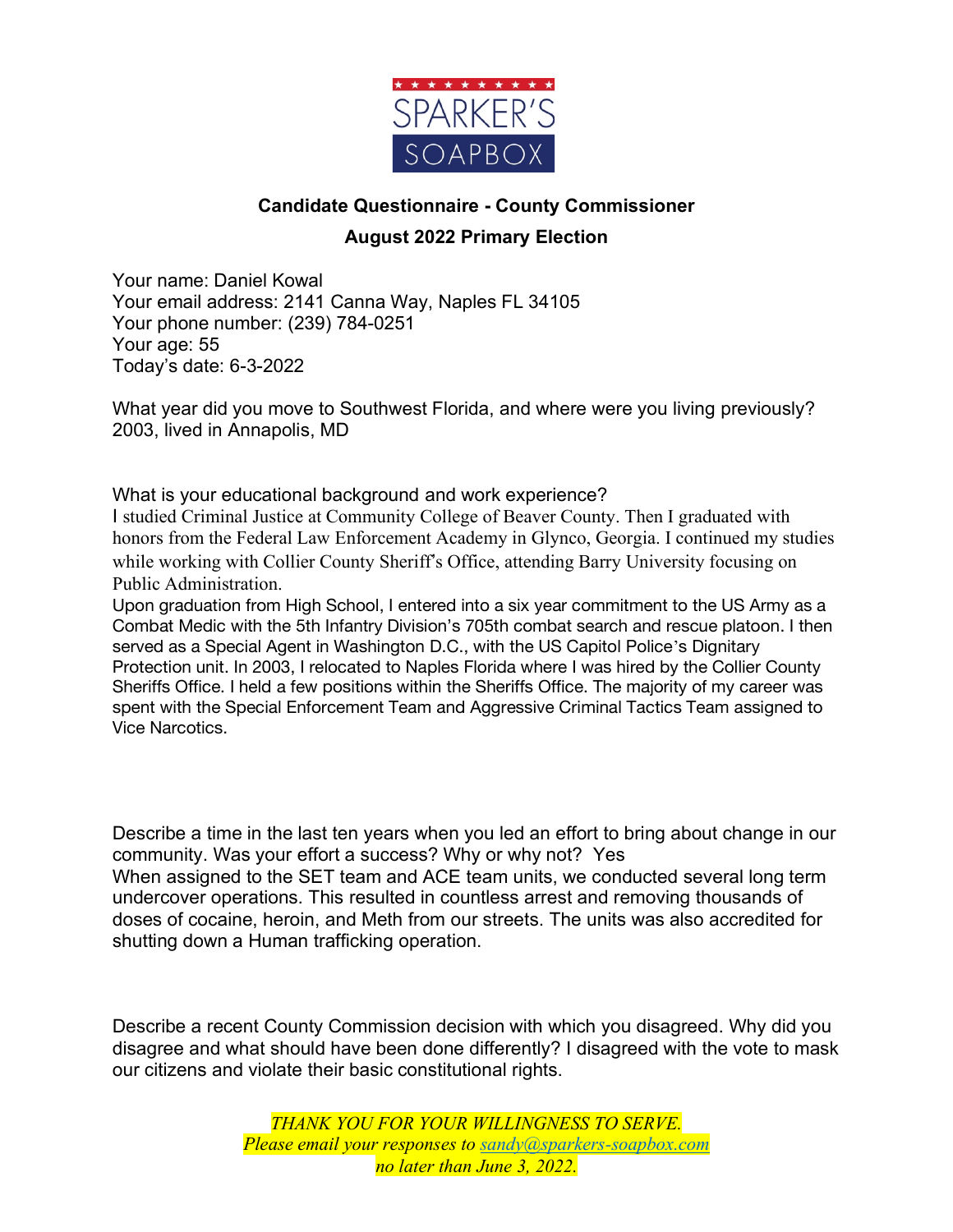SPARKER'S SOAPBOX

**Candidate Questionnaire - County Commissioner**

**August 2022 Primary Election**

Your name: Daniel Kowal
Your email address: 2141 Canna Way, Naples FL 34105
Your phone number: (239) 784-0251
Your age: 55
Today's date: 6-3-2022

What year did you move to Southwest Florida, and where were you living previously?
2003, lived in Annapolis, MD

What is your educational background and work experience?
I studied Criminal Justice at Community College of Beaver County. Then I graduated with honors from the Federal Law Enforcement Academy in Glynco, Georgia. I continued my studies while working with Collier County Sheriff's Office, attending Barry University focusing on Public Administration.
Upon graduation from High School, I entered into a six year commitment to the US Army as a Combat Medic with the 5th Infantry Division's 705th combat search and rescue platoon. I then served as a Special Agent in Washington D.C., with the US Capitol Police's Dignitary Protection unit. In 2003, I relocated to Naples Florida where I was hired by the Collier County Sheriffs Office. I held a few positions within the Sheriffs Office. The majority of my career was spent with the Special Enforcement Team and Aggressive Criminal Tactics Team assigned to Vice Narcotics.

Describe a time in the last ten years when you led an effort to bring about change in our community. Was your effort a success? Why or why not? Yes
When assigned to the SET team and ACE team units, we conducted several long term undercover operations. This resulted in countless arrest and removing thousands of doses of cocaine, heroin, and Meth from our streets. The units was also accredited for shutting down a Human trafficking operation.

Describe a recent County Commission decision with which you disagreed. Why did you disagree and what should have been done differently? I disagreed with the vote to mask our citizens and violate their basic constitutional rights.

*THANK YOU FOR YOUR WILLINGNESS TO SERVE.*
*Please email your responses to [sandy@sparkers-soapbox.com](mailto:sandy@sparkers-soapbox.com)*
*no later than June 3, 2022.*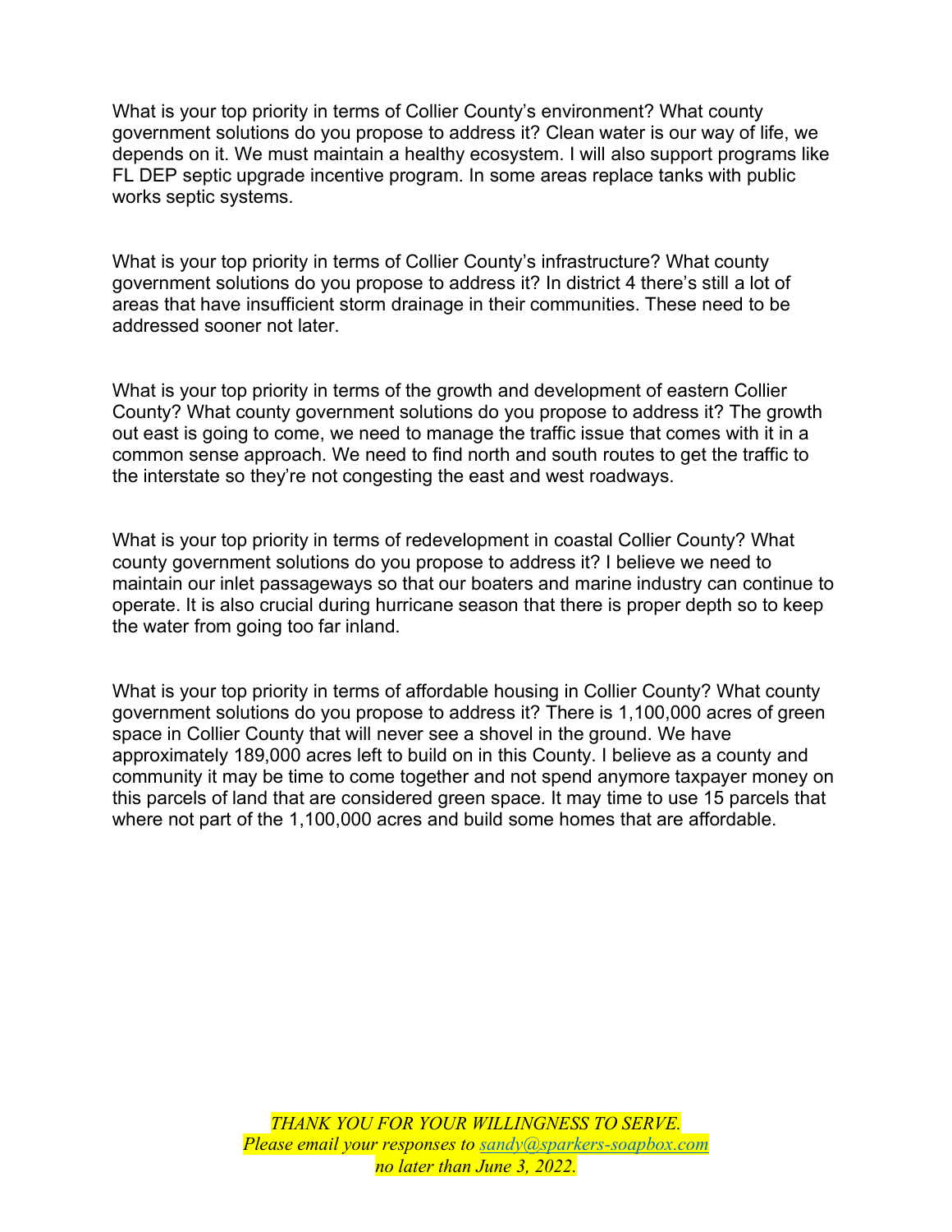What is your top priority in terms of Collier County's environment? What county government solutions do you propose to address it? Clean water is our way of life, we depends on it. We must maintain a healthy ecosystem. I will also support programs like FL DEP septic upgrade incentive program. In some areas replace tanks with public works septic systems.

What is your top priority in terms of Collier County's infrastructure? What county government solutions do you propose to address it? In district 4 there's still a lot of areas that have insufficient storm drainage in their communities. These need to be addressed sooner not later.

What is your top priority in terms of the growth and development of eastern Collier County? What county government solutions do you propose to address it? The growth out east is going to come, we need to manage the traffic issue that comes with it in a common sense approach. We need to find north and south routes to get the traffic to the interstate so they're not congesting the east and west roadways.

What is your top priority in terms of redevelopment in coastal Collier County? What county government solutions do you propose to address it? I believe we need to maintain our inlet passageways so that our boaters and marine industry can continue to operate. It is also crucial during hurricane season that there is proper depth so to keep the water from going too far inland.

What is your top priority in terms of affordable housing in Collier County? What county government solutions do you propose to address it? There is 1,100,000 acres of green space in Collier County that will never see a shovel in the ground. We have approximately 189,000 acres left to build on in this County. I believe as a county and community it may be time to come together and not spend anymore taxpayer money on this parcels of land that are considered green space. It may time to use 15 parcels that where not part of the 1,100,000 acres and build some homes that are affordable.

*THANK YOU FOR YOUR WILLINGNESS TO SERVE.*
*Please email your responses to sandy@sparkers-soapbox.com*
*no later than June 3, 2022.*